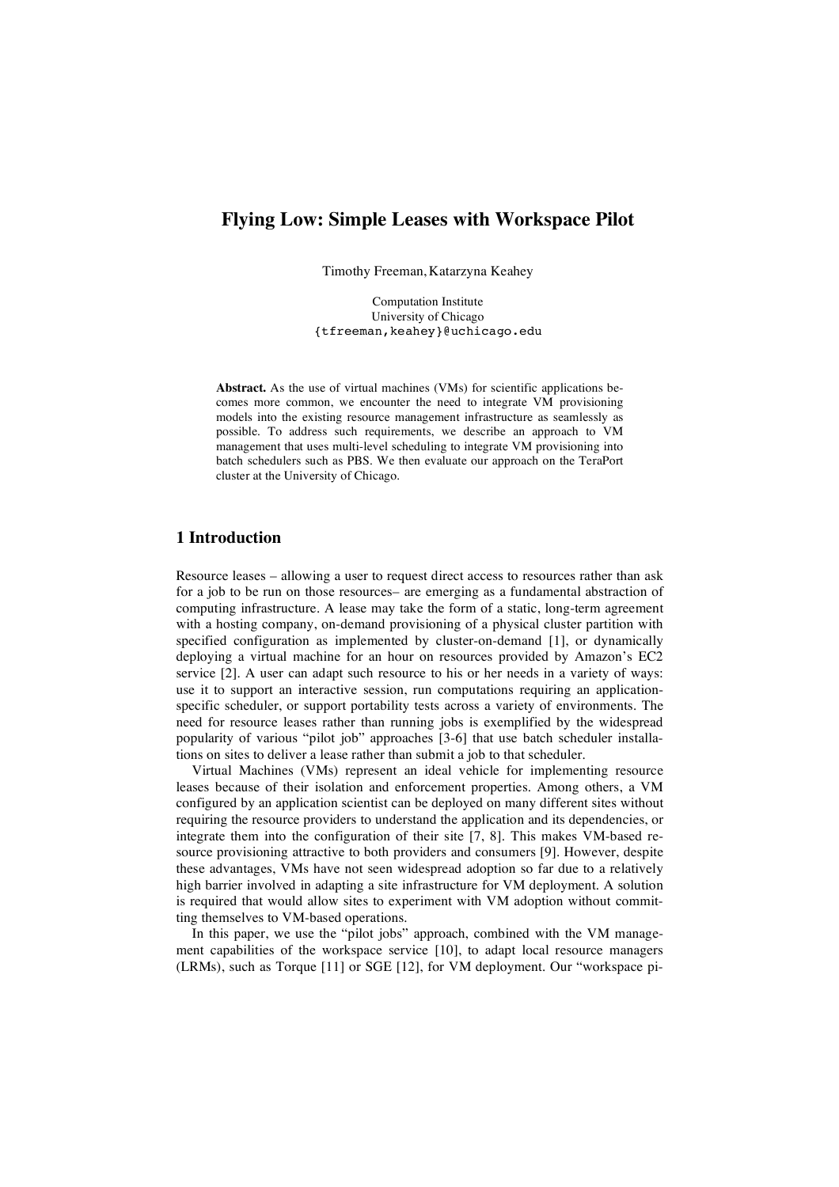# Flying Low: Simple Leases with Workspace Pilot

Timothy Freeman, Katarzyna Keahey

Computation Institute
University of Chicago
{tfreeman,keahey}@uchicago.edu

**Abstract.** As the use of virtual machines (VMs) for scientific applications becomes more common, we encounter the need to integrate VM provisioning models into the existing resource management infrastructure as seamlessly as possible. To address such requirements, we describe an approach to VM management that uses multi-level scheduling to integrate VM provisioning into batch schedulers such as PBS. We then evaluate our approach on the TeraPort cluster at the University of Chicago.

## 1 Introduction

Resource leases – allowing a user to request direct access to resources rather than ask for a job to be run on those resources– are emerging as a fundamental abstraction of computing infrastructure. A lease may take the form of a static, long-term agreement with a hosting company, on-demand provisioning of a physical cluster partition with specified configuration as implemented by cluster-on-demand [1], or dynamically deploying a virtual machine for an hour on resources provided by Amazon's EC2 service [2]. A user can adapt such resource to his or her needs in a variety of ways: use it to support an interactive session, run computations requiring an application-specific scheduler, or support portability tests across a variety of environments. The need for resource leases rather than running jobs is exemplified by the widespread popularity of various "pilot job" approaches [3-6] that use batch scheduler installations on sites to deliver a lease rather than submit a job to that scheduler.

Virtual Machines (VMs) represent an ideal vehicle for implementing resource leases because of their isolation and enforcement properties. Among others, a VM configured by an application scientist can be deployed on many different sites without requiring the resource providers to understand the application and its dependencies, or integrate them into the configuration of their site [7, 8]. This makes VM-based resource provisioning attractive to both providers and consumers [9]. However, despite these advantages, VMs have not seen widespread adoption so far due to a relatively high barrier involved in adapting a site infrastructure for VM deployment. A solution is required that would allow sites to experiment with VM adoption without committing themselves to VM-based operations.

In this paper, we use the "pilot jobs" approach, combined with the VM management capabilities of the workspace service [10], to adapt local resource managers (LRMs), such as Torque [11] or SGE [12], for VM deployment. Our "workspace pi-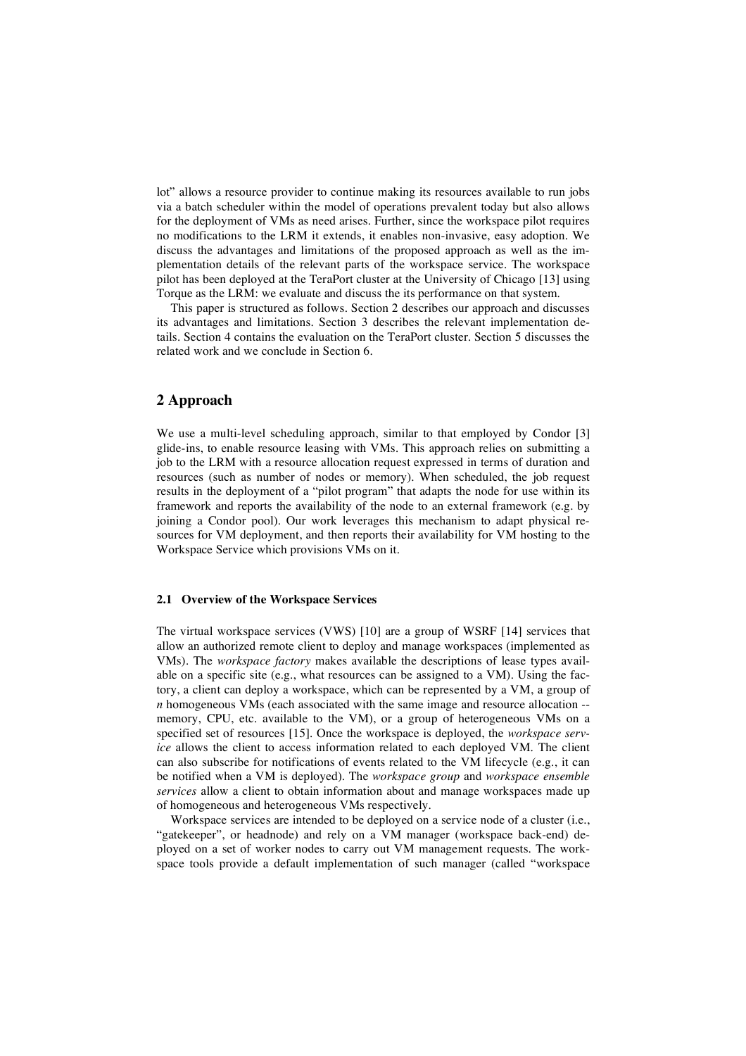lot" allows a resource provider to continue making its resources available to run jobs via a batch scheduler within the model of operations prevalent today but also allows for the deployment of VMs as need arises. Further, since the workspace pilot requires no modifications to the LRM it extends, it enables non-invasive, easy adoption. We discuss the advantages and limitations of the proposed approach as well as the implementation details of the relevant parts of the workspace service. The workspace pilot has been deployed at the TeraPort cluster at the University of Chicago [13] using Torque as the LRM: we evaluate and discuss the its performance on that system.

This paper is structured as follows. Section 2 describes our approach and discusses its advantages and limitations. Section 3 describes the relevant implementation details. Section 4 contains the evaluation on the TeraPort cluster. Section 5 discusses the related work and we conclude in Section 6.

## 2 Approach

We use a multi-level scheduling approach, similar to that employed by Condor [3] glide-ins, to enable resource leasing with VMs. This approach relies on submitting a job to the LRM with a resource allocation request expressed in terms of duration and resources (such as number of nodes or memory). When scheduled, the job request results in the deployment of a "pilot program" that adapts the node for use within its framework and reports the availability of the node to an external framework (e.g. by joining a Condor pool). Our work leverages this mechanism to adapt physical resources for VM deployment, and then reports their availability for VM hosting to the Workspace Service which provisions VMs on it.

### 2.1 Overview of the Workspace Services

The virtual workspace services (VWS) [10] are a group of WSRF [14] services that allow an authorized remote client to deploy and manage workspaces (implemented as VMs). The *workspace factory* makes available the descriptions of lease types available on a specific site (e.g., what resources can be assigned to a VM). Using the factory, a client can deploy a workspace, which can be represented by a VM, a group of *n* homogeneous VMs (each associated with the same image and resource allocation -- memory, CPU, etc. available to the VM), or a group of heterogeneous VMs on a specified set of resources [15]. Once the workspace is deployed, the *workspace service* allows the client to access information related to each deployed VM. The client can also subscribe for notifications of events related to the VM lifecycle (e.g., it can be notified when a VM is deployed). The *workspace group* and *workspace ensemble services* allow a client to obtain information about and manage workspaces made up of homogeneous and heterogeneous VMs respectively.

Workspace services are intended to be deployed on a service node of a cluster (i.e., "gatekeeper", or headnode) and rely on a VM manager (workspace back-end) deployed on a set of worker nodes to carry out VM management requests. The workspace tools provide a default implementation of such manager (called "workspace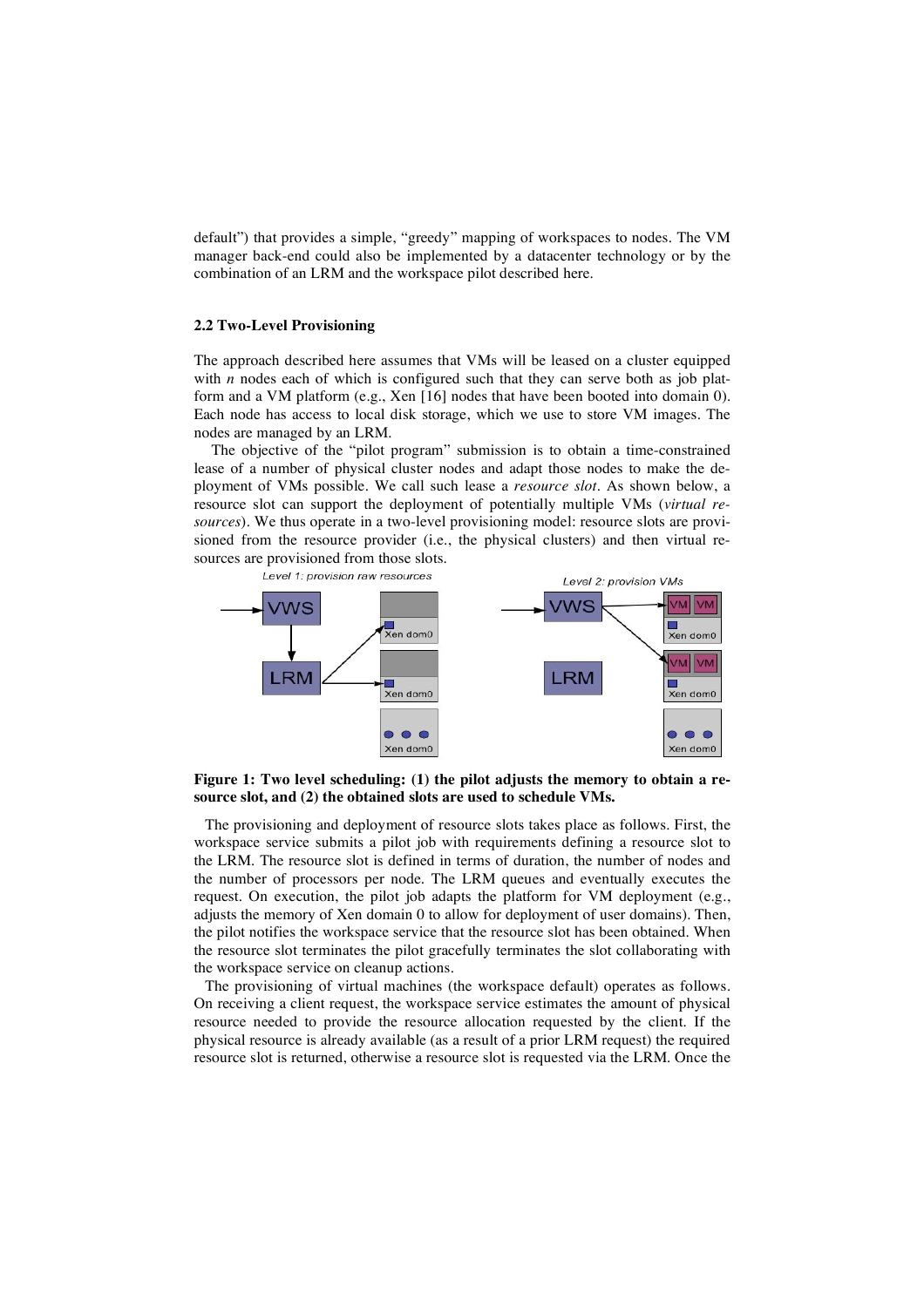default") that provides a simple, "greedy" mapping of workspaces to nodes. The VM manager back-end could also be implemented by a datacenter technology or by the combination of an LRM and the workspace pilot described here.

### 2.2 Two-Level Provisioning

The approach described here assumes that VMs will be leased on a cluster equipped with *n* nodes each of which is configured such that they can serve both as job platform and a VM platform (e.g., Xen [16] nodes that have been booted into domain 0). Each node has access to local disk storage, which we use to store VM images. The nodes are managed by an LRM.

The objective of the "pilot program" submission is to obtain a time-constrained lease of a number of physical cluster nodes and adapt those nodes to make the deployment of VMs possible. We call such lease a *resource slot*. As shown below, a resource slot can support the deployment of potentially multiple VMs (*virtual resources*). We thus operate in a two-level provisioning model: resource slots are provisioned from the resource provider (i.e., the physical clusters) and then virtual resources are provisioned from those slots.

Level 1: provision raw resources

VWS

LRM

Xen dom0

Xen dom0

Xen dom0

Level 2: provision VMs

VWS

LRM

VM VM

Xen dom0

VM VM

Xen dom0

Xen dom0

**Figure 1: Two level scheduling: (1) the pilot adjusts the memory to obtain a resource slot, and (2) the obtained slots are used to schedule VMs.**

The provisioning and deployment of resource slots takes place as follows. First, the workspace service submits a pilot job with requirements defining a resource slot to the LRM. The resource slot is defined in terms of duration, the number of nodes and the number of processors per node. The LRM queues and eventually executes the request. On execution, the pilot job adapts the platform for VM deployment (e.g., adjusts the memory of Xen domain 0 to allow for deployment of user domains). Then, the pilot notifies the workspace service that the resource slot has been obtained. When the resource slot terminates the pilot gracefully terminates the slot collaborating with the workspace service on cleanup actions.

The provisioning of virtual machines (the workspace default) operates as follows. On receiving a client request, the workspace service estimates the amount of physical resource needed to provide the resource allocation requested by the client. If the physical resource is already available (as a result of a prior LRM request) the required resource slot is returned, otherwise a resource slot is requested via the LRM. Once the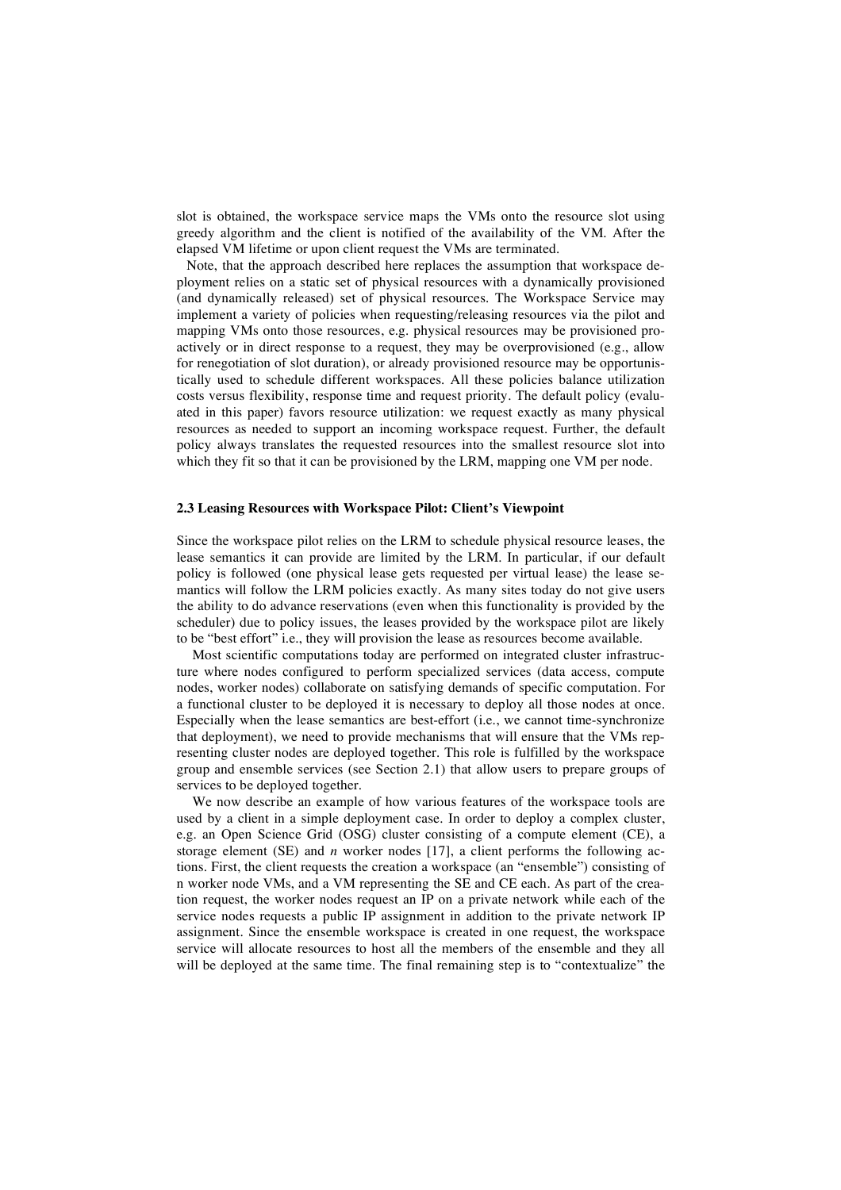slot is obtained, the workspace service maps the VMs onto the resource slot using greedy algorithm and the client is notified of the availability of the VM. After the elapsed VM lifetime or upon client request the VMs are terminated.

Note, that the approach described here replaces the assumption that workspace deployment relies on a static set of physical resources with a dynamically provisioned (and dynamically released) set of physical resources. The Workspace Service may implement a variety of policies when requesting/releasing resources via the pilot and mapping VMs onto those resources, e.g. physical resources may be provisioned proactively or in direct response to a request, they may be overprovisioned (e.g., allow for renegotiation of slot duration), or already provisioned resource may be opportunistically used to schedule different workspaces. All these policies balance utilization costs versus flexibility, response time and request priority. The default policy (evaluated in this paper) favors resource utilization: we request exactly as many physical resources as needed to support an incoming workspace request. Further, the default policy always translates the requested resources into the smallest resource slot into which they fit so that it can be provisioned by the LRM, mapping one VM per node.

### 2.3 Leasing Resources with Workspace Pilot: Client's Viewpoint

Since the workspace pilot relies on the LRM to schedule physical resource leases, the lease semantics it can provide are limited by the LRM. In particular, if our default policy is followed (one physical lease gets requested per virtual lease) the lease semantics will follow the LRM policies exactly. As many sites today do not give users the ability to do advance reservations (even when this functionality is provided by the scheduler) due to policy issues, the leases provided by the workspace pilot are likely to be "best effort" i.e., they will provision the lease as resources become available.

Most scientific computations today are performed on integrated cluster infrastructure where nodes configured to perform specialized services (data access, compute nodes, worker nodes) collaborate on satisfying demands of specific computation. For a functional cluster to be deployed it is necessary to deploy all those nodes at once. Especially when the lease semantics are best-effort (i.e., we cannot time-synchronize that deployment), we need to provide mechanisms that will ensure that the VMs representing cluster nodes are deployed together. This role is fulfilled by the workspace group and ensemble services (see Section 2.1) that allow users to prepare groups of services to be deployed together.

We now describe an example of how various features of the workspace tools are used by a client in a simple deployment case. In order to deploy a complex cluster, e.g. an Open Science Grid (OSG) cluster consisting of a compute element (CE), a storage element (SE) and $n$ worker nodes [17], a client performs the following actions. First, the client requests the creation a workspace (an "ensemble") consisting of n worker node VMs, and a VM representing the SE and CE each. As part of the creation request, the worker nodes request an IP on a private network while each of the service nodes requests a public IP assignment in addition to the private network IP assignment. Since the ensemble workspace is created in one request, the workspace service will allocate resources to host all the members of the ensemble and they all will be deployed at the same time. The final remaining step is to "contextualize" the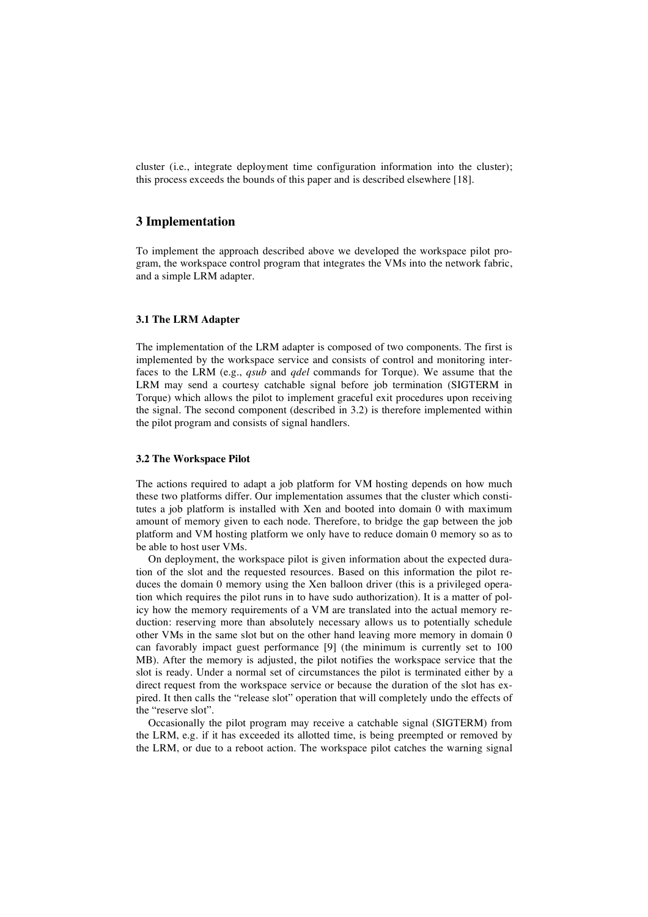cluster (i.e., integrate deployment time configuration information into the cluster); this process exceeds the bounds of this paper and is described elsewhere [18].

## 3 Implementation

To implement the approach described above we developed the workspace pilot program, the workspace control program that integrates the VMs into the network fabric, and a simple LRM adapter.

### 3.1 The LRM Adapter

The implementation of the LRM adapter is composed of two components. The first is implemented by the workspace service and consists of control and monitoring interfaces to the LRM (e.g., *qsub* and *qdel* commands for Torque). We assume that the LRM may send a courtesy catchable signal before job termination (SIGTERM in Torque) which allows the pilot to implement graceful exit procedures upon receiving the signal. The second component (described in 3.2) is therefore implemented within the pilot program and consists of signal handlers.

### 3.2 The Workspace Pilot

The actions required to adapt a job platform for VM hosting depends on how much these two platforms differ. Our implementation assumes that the cluster which constitutes a job platform is installed with Xen and booted into domain 0 with maximum amount of memory given to each node. Therefore, to bridge the gap between the job platform and VM hosting platform we only have to reduce domain 0 memory so as to be able to host user VMs.

On deployment, the workspace pilot is given information about the expected duration of the slot and the requested resources. Based on this information the pilot reduces the domain 0 memory using the Xen balloon driver (this is a privileged operation which requires the pilot runs in to have sudo authorization). It is a matter of policy how the memory requirements of a VM are translated into the actual memory reduction: reserving more than absolutely necessary allows us to potentially schedule other VMs in the same slot but on the other hand leaving more memory in domain 0 can favorably impact guest performance [9] (the minimum is currently set to 100 MB). After the memory is adjusted, the pilot notifies the workspace service that the slot is ready. Under a normal set of circumstances the pilot is terminated either by a direct request from the workspace service or because the duration of the slot has expired. It then calls the "release slot" operation that will completely undo the effects of the "reserve slot".

Occasionally the pilot program may receive a catchable signal (SIGTERM) from the LRM, e.g. if it has exceeded its allotted time, is being preempted or removed by the LRM, or due to a reboot action. The workspace pilot catches the warning signal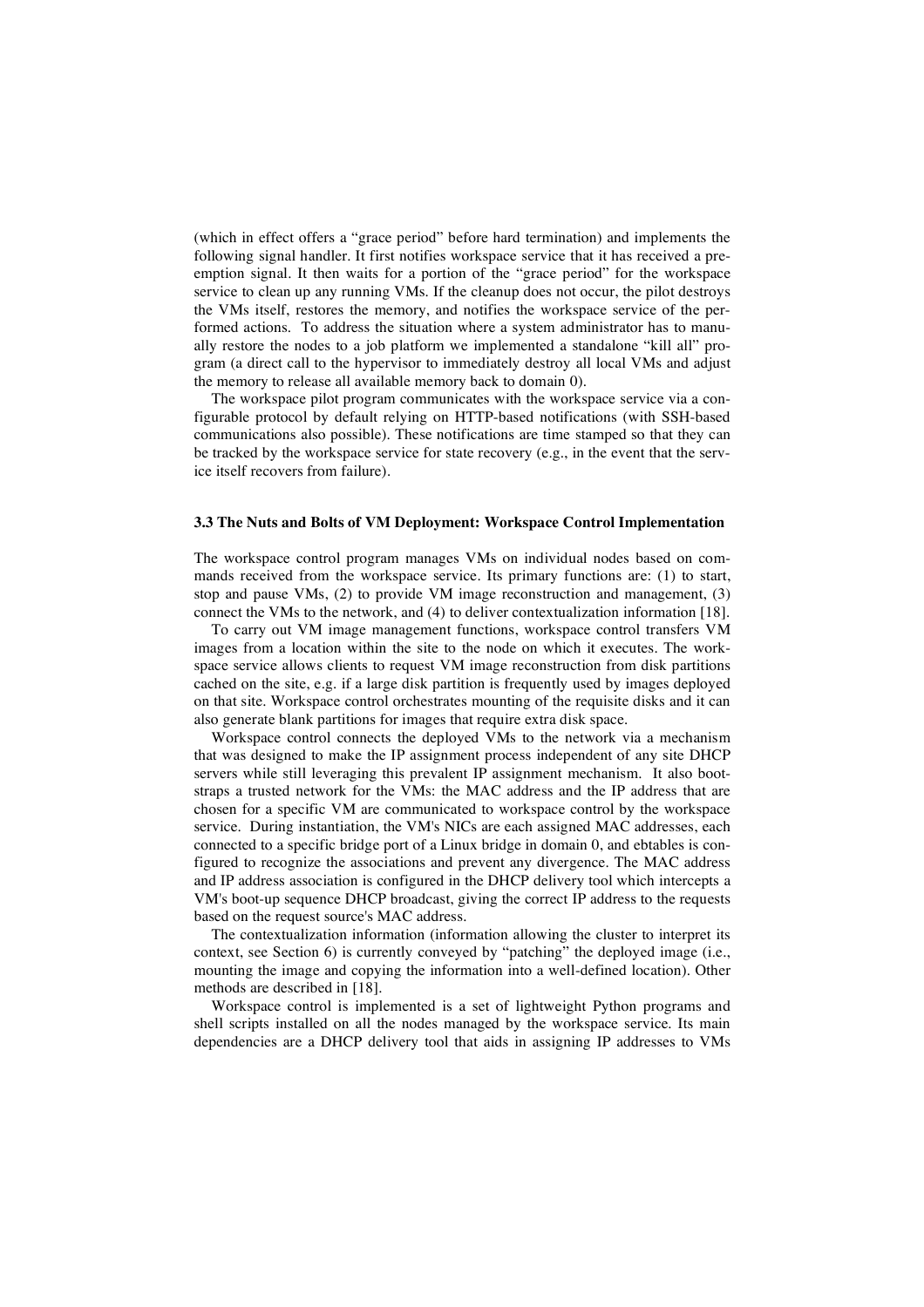(which in effect offers a "grace period" before hard termination) and implements the following signal handler. It first notifies workspace service that it has received a preemption signal. It then waits for a portion of the "grace period" for the workspace service to clean up any running VMs. If the cleanup does not occur, the pilot destroys the VMs itself, restores the memory, and notifies the workspace service of the performed actions. To address the situation where a system administrator has to manually restore the nodes to a job platform we implemented a standalone "kill all" program (a direct call to the hypervisor to immediately destroy all local VMs and adjust the memory to release all available memory back to domain 0).

The workspace pilot program communicates with the workspace service via a configurable protocol by default relying on HTTP-based notifications (with SSH-based communications also possible). These notifications are time stamped so that they can be tracked by the workspace service for state recovery (e.g., in the event that the service itself recovers from failure).

### 3.3 The Nuts and Bolts of VM Deployment: Workspace Control Implementation

The workspace control program manages VMs on individual nodes based on commands received from the workspace service. Its primary functions are: (1) to start, stop and pause VMs, (2) to provide VM image reconstruction and management, (3) connect the VMs to the network, and (4) to deliver contextualization information [18].

To carry out VM image management functions, workspace control transfers VM images from a location within the site to the node on which it executes. The workspace service allows clients to request VM image reconstruction from disk partitions cached on the site, e.g. if a large disk partition is frequently used by images deployed on that site. Workspace control orchestrates mounting of the requisite disks and it can also generate blank partitions for images that require extra disk space.

Workspace control connects the deployed VMs to the network via a mechanism that was designed to make the IP assignment process independent of any site DHCP servers while still leveraging this prevalent IP assignment mechanism. It also bootstraps a trusted network for the VMs: the MAC address and the IP address that are chosen for a specific VM are communicated to workspace control by the workspace service. During instantiation, the VM's NICs are each assigned MAC addresses, each connected to a specific bridge port of a Linux bridge in domain 0, and ebtables is configured to recognize the associations and prevent any divergence. The MAC address and IP address association is configured in the DHCP delivery tool which intercepts a VM's boot-up sequence DHCP broadcast, giving the correct IP address to the requests based on the request source's MAC address.

The contextualization information (information allowing the cluster to interpret its context, see Section 6) is currently conveyed by "patching" the deployed image (i.e., mounting the image and copying the information into a well-defined location). Other methods are described in [18].

Workspace control is implemented is a set of lightweight Python programs and shell scripts installed on all the nodes managed by the workspace service. Its main dependencies are a DHCP delivery tool that aids in assigning IP addresses to VMs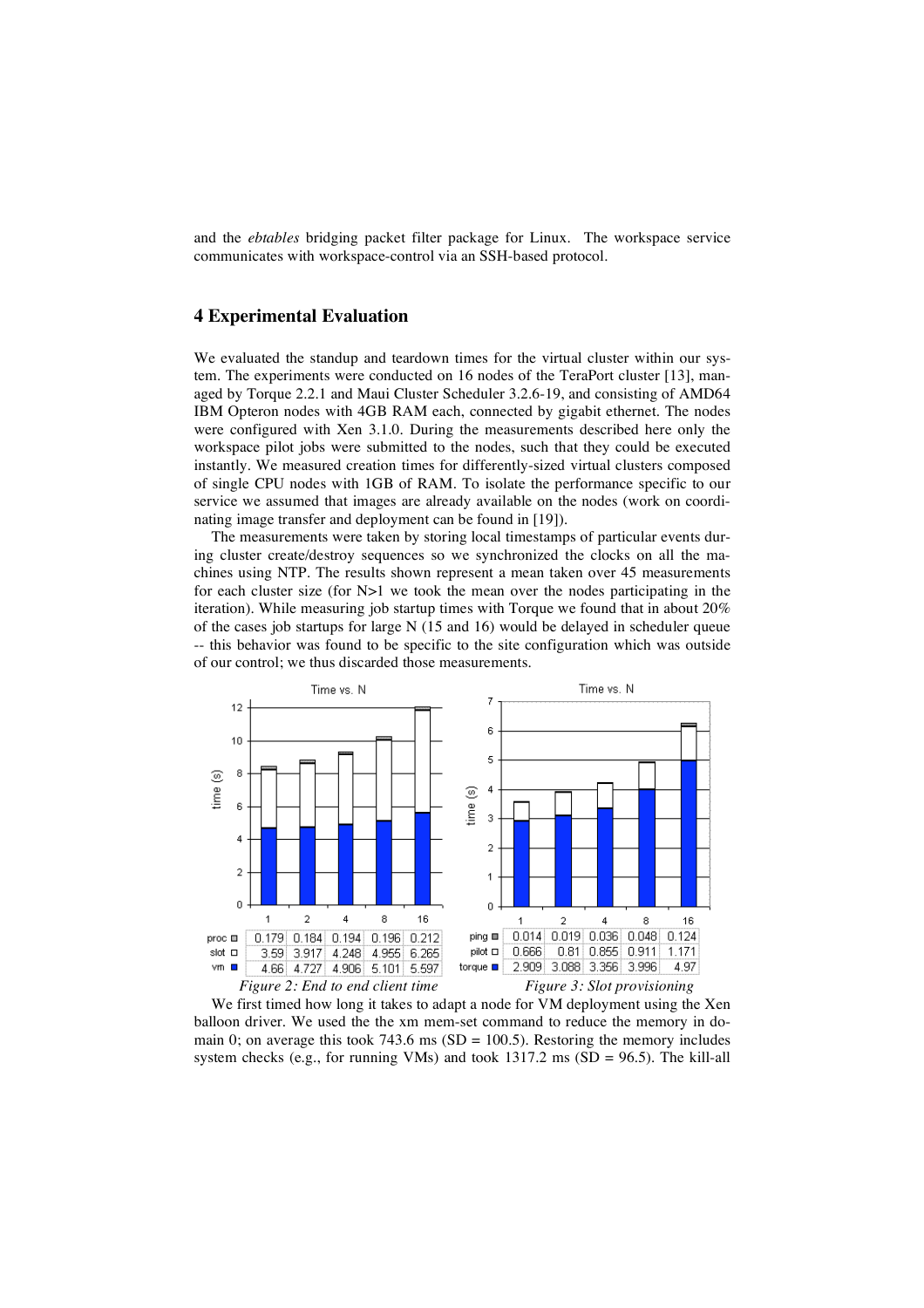and the *ebtables* bridging packet filter package for Linux. The workspace service communicates with workspace-control via an SSH-based protocol.

## 4 Experimental Evaluation

We evaluated the standup and teardown times for the virtual cluster within our system. The experiments were conducted on 16 nodes of the TeraPort cluster [13], managed by Torque 2.2.1 and Maui Cluster Scheduler 3.2.6-19, and consisting of AMD64 IBM Opteron nodes with 4GB RAM each, connected by gigabit ethernet. The nodes were configured with Xen 3.1.0. During the measurements described here only the workspace pilot jobs were submitted to the nodes, such that they could be executed instantly. We measured creation times for differently-sized virtual clusters composed of single CPU nodes with 1GB of RAM. To isolate the performance specific to our service we assumed that images are already available on the nodes (work on coordinating image transfer and deployment can be found in [19]).

The measurements were taken by storing local timestamps of particular events during cluster create/destroy sequences so we synchronized the clocks on all the machines using NTP. The results shown represent a mean taken over 45 measurements for each cluster size (for N>1 we took the mean over the nodes participating in the iteration). While measuring job startup times with Torque we found that in about 20% of the cases job startups for large N (15 and 16) would be delayed in scheduler queue -- this behavior was found to be specific to the site configuration which was outside of our control; we thus discarded those measurements.

| | 1 | 2 | 4 | 8 | 16 |
|---|---|---|---|---|---|
| proc | 0.179 | 0.184 | 0.194 | 0.196 | 0.212 |
| slot | 3.59 | 3.917 | 4.248 | 4.955 | 6.265 |
| vm | 4.66 | 4.727 | 4.906 | 5.101 | 5.597 |

*Figure 2: End to end client time*

| | 1 | 2 | 4 | 8 | 16 |
|---|---|---|---|---|---|
| ping | 0.014 | 0.019 | 0.036 | 0.048 | 0.124 |
| pilot | 0.666 | 0.81 | 0.855 | 0.911 | 1.171 |
| torque | 2.909 | 3.088 | 3.356 | 3.996 | 4.97 |

*Figure 3: Slot provisioning*

We first timed how long it takes to adapt a node for VM deployment using the Xen balloon driver. We used the the xm mem-set command to reduce the memory in domain 0; on average this took 743.6 ms (SD = 100.5). Restoring the memory includes system checks (e.g., for running VMs) and took 1317.2 ms (SD = 96.5). The kill-all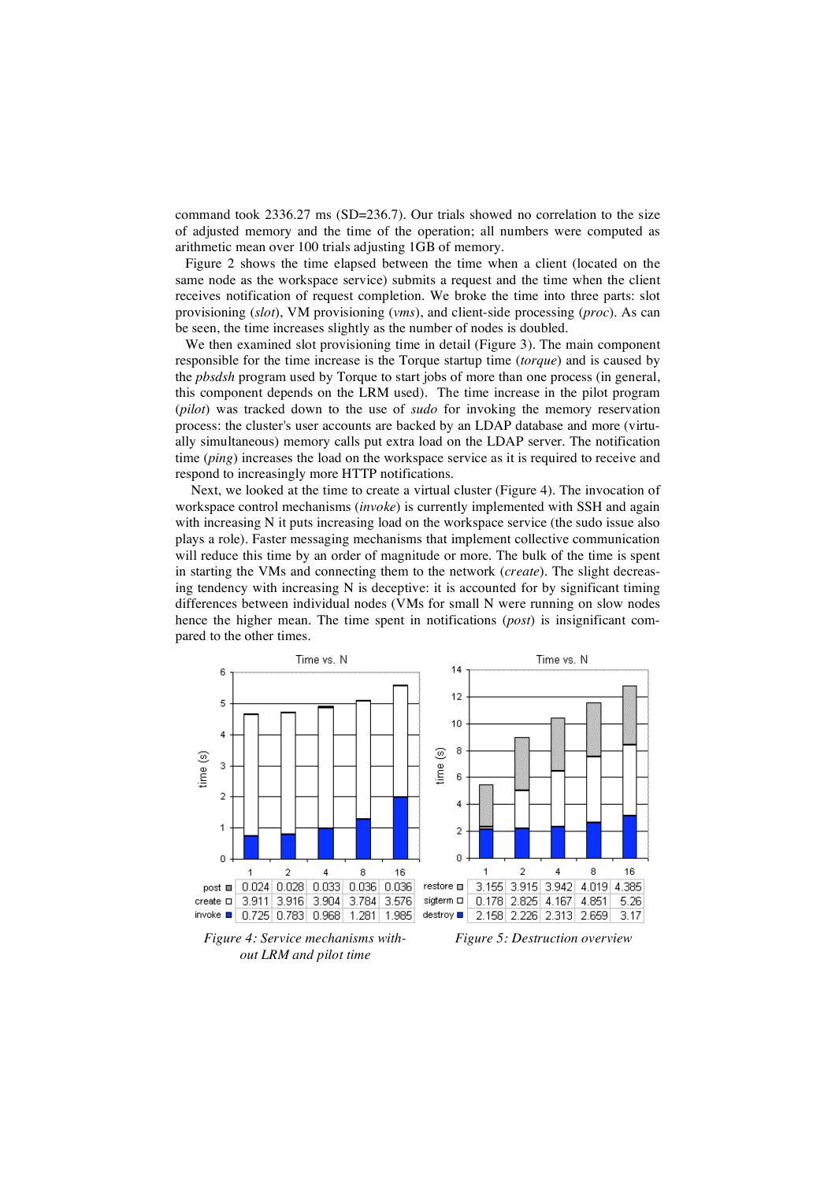command took 2336.27 ms (SD=236.7). Our trials showed no correlation to the size of adjusted memory and the time of the operation; all numbers were computed as arithmetic mean over 100 trials adjusting 1GB of memory.

Figure 2 shows the time elapsed between the time when a client (located on the same node as the workspace service) submits a request and the time when the client receives notification of request completion. We broke the time into three parts: slot provisioning (*slot*), VM provisioning (*vms*), and client-side processing (*proc*). As can be seen, the time increases slightly as the number of nodes is doubled.

We then examined slot provisioning time in detail (Figure 3). The main component responsible for the time increase is the Torque startup time (*torque*) and is caused by the *pbsdsh* program used by Torque to start jobs of more than one process (in general, this component depends on the LRM used). The time increase in the pilot program (*pilot*) was tracked down to the use of *sudo* for invoking the memory reservation process: the cluster's user accounts are backed by an LDAP database and more (virtually simultaneous) memory calls put extra load on the LDAP server. The notification time (*ping*) increases the load on the workspace service as it is required to receive and respond to increasingly more HTTP notifications.

Next, we looked at the time to create a virtual cluster (Figure 4). The invocation of workspace control mechanisms (*invoke*) is currently implemented with SSH and again with increasing N it puts increasing load on the workspace service (the sudo issue also plays a role). Faster messaging mechanisms that implement collective communication will reduce this time by an order of magnitude or more. The bulk of the time is spent in starting the VMs and connecting them to the network (*create*). The slight decreasing tendency with increasing N is deceptive: it is accounted for by significant timing differences between individual nodes (VMs for small N were running on slow nodes hence the higher mean. The time spent in notifications (*post*) is insignificant compared to the other times.

Time vs. N

| | 1 | 2 | 4 | 8 | 16 |
|---|---|---|---|---|---|
| post | 0.024 | 0.028 | 0.033 | 0.036 | 0.036 |
| create | 3.911 | 3.916 | 3.904 | 3.784 | 3.576 |
| invoke | 0.725 | 0.783 | 0.968 | 1.281 | 1.985 |

*Figure 4: Service mechanisms without LRM and pilot time*

Time vs. N

| | 1 | 2 | 4 | 8 | 16 |
|---|---|---|---|---|---|
| restore | 3.155 | 3.915 | 3.942 | 4.019 | 4.385 |
| sigterm | 0.178 | 2.825 | 4.167 | 4.851 | 5.26 |
| destroy | 2.158 | 2.226 | 2.313 | 2.659 | 3.17 |

*Figure 5: Destruction overview*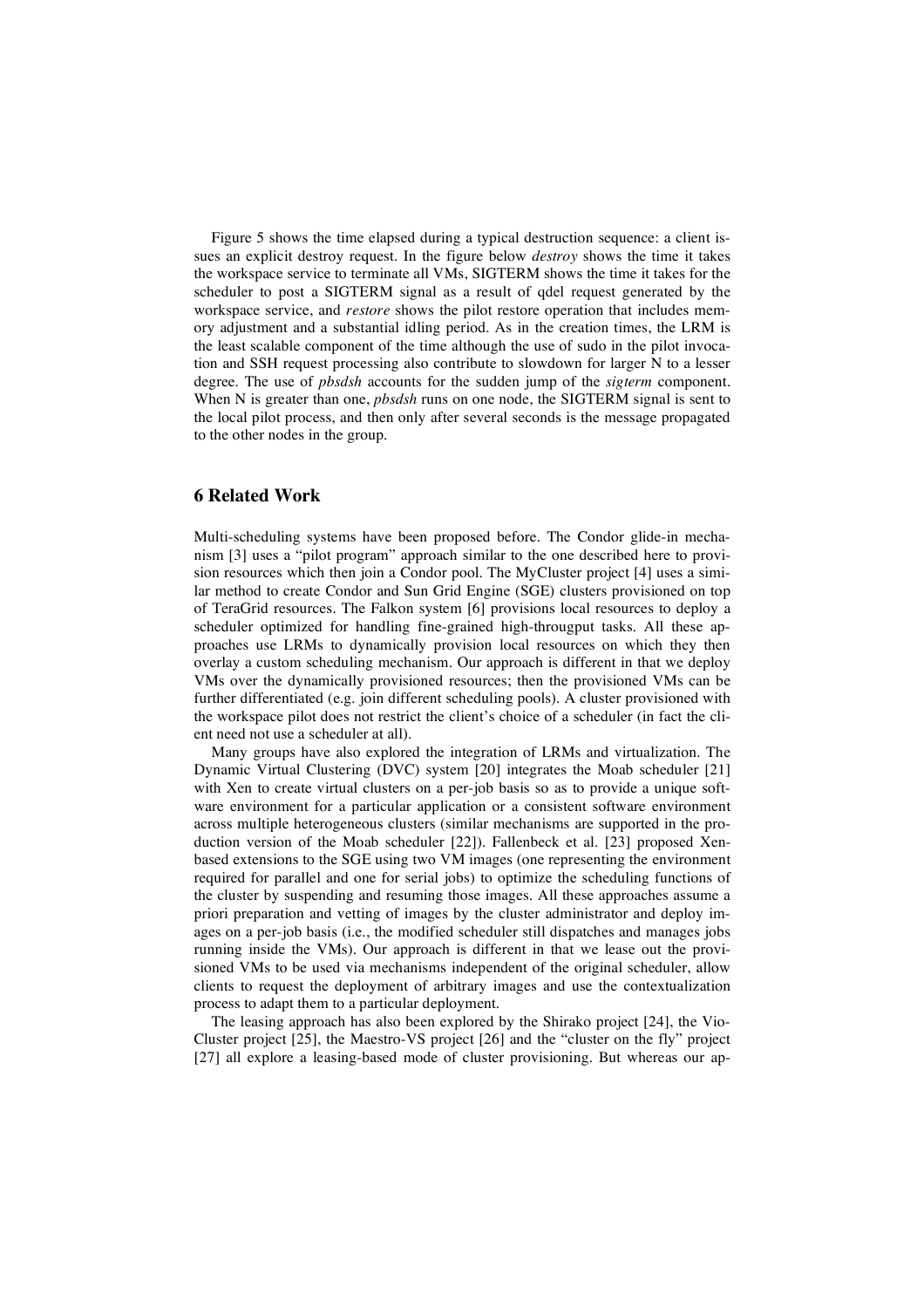Figure 5 shows the time elapsed during a typical destruction sequence: a client issues an explicit destroy request. In the figure below *destroy* shows the time it takes the workspace service to terminate all VMs, SIGTERM shows the time it takes for the scheduler to post a SIGTERM signal as a result of qdel request generated by the workspace service, and *restore* shows the pilot restore operation that includes memory adjustment and a substantial idling period. As in the creation times, the LRM is the least scalable component of the time although the use of sudo in the pilot invocation and SSH request processing also contribute to slowdown for larger N to a lesser degree. The use of *pbsdsh* accounts for the sudden jump of the *sigterm* component. When N is greater than one, *pbsdsh* runs on one node, the SIGTERM signal is sent to the local pilot process, and then only after several seconds is the message propagated to the other nodes in the group.

## 6 Related Work

Multi-scheduling systems have been proposed before. The Condor glide-in mechanism [3] uses a "pilot program" approach similar to the one described here to provision resources which then join a Condor pool. The MyCluster project [4] uses a similar method to create Condor and Sun Grid Engine (SGE) clusters provisioned on top of TeraGrid resources. The Falkon system [6] provisions local resources to deploy a scheduler optimized for handling fine-grained high-througput tasks. All these approaches use LRMs to dynamically provision local resources on which they then overlay a custom scheduling mechanism. Our approach is different in that we deploy VMs over the dynamically provisioned resources; then the provisioned VMs can be further differentiated (e.g. join different scheduling pools). A cluster provisioned with the workspace pilot does not restrict the client's choice of a scheduler (in fact the client need not use a scheduler at all).

Many groups have also explored the integration of LRMs and virtualization. The Dynamic Virtual Clustering (DVC) system [20] integrates the Moab scheduler [21] with Xen to create virtual clusters on a per-job basis so as to provide a unique software environment for a particular application or a consistent software environment across multiple heterogeneous clusters (similar mechanisms are supported in the production version of the Moab scheduler [22]). Fallenbeck et al. [23] proposed Xen-based extensions to the SGE using two VM images (one representing the environment required for parallel and one for serial jobs) to optimize the scheduling functions of the cluster by suspending and resuming those images. All these approaches assume a priori preparation and vetting of images by the cluster administrator and deploy images on a per-job basis (i.e., the modified scheduler still dispatches and manages jobs running inside the VMs). Our approach is different in that we lease out the provisioned VMs to be used via mechanisms independent of the original scheduler, allow clients to request the deployment of arbitrary images and use the contextualization process to adapt them to a particular deployment.

The leasing approach has also been explored by the Shirako project [24], the Vio-Cluster project [25], the Maestro-VS project [26] and the "cluster on the fly" project [27] all explore a leasing-based mode of cluster provisioning. But whereas our ap-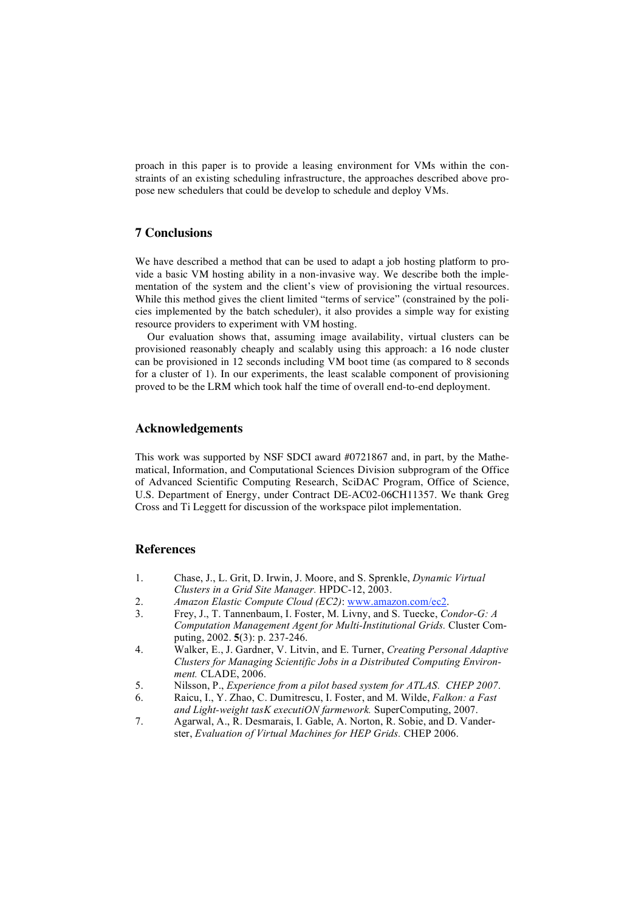proach in this paper is to provide a leasing environment for VMs within the constraints of an existing scheduling infrastructure, the approaches described above propose new schedulers that could be develop to schedule and deploy VMs.

## 7 Conclusions

We have described a method that can be used to adapt a job hosting platform to provide a basic VM hosting ability in a non-invasive way. We describe both the implementation of the system and the client's view of provisioning the virtual resources. While this method gives the client limited "terms of service" (constrained by the policies implemented by the batch scheduler), it also provides a simple way for existing resource providers to experiment with VM hosting.

Our evaluation shows that, assuming image availability, virtual clusters can be provisioned reasonably cheaply and scalably using this approach: a 16 node cluster can be provisioned in 12 seconds including VM boot time (as compared to 8 seconds for a cluster of 1). In our experiments, the least scalable component of provisioning proved to be the LRM which took half the time of overall end-to-end deployment.

## Acknowledgements

This work was supported by NSF SDCI award #0721867 and, in part, by the Mathematical, Information, and Computational Sciences Division subprogram of the Office of Advanced Scientific Computing Research, SciDAC Program, Office of Science, U.S. Department of Energy, under Contract DE-AC02-06CH11357. We thank Greg Cross and Ti Leggett for discussion of the workspace pilot implementation.

## References

1. Chase, J., L. Grit, D. Irwin, J. Moore, and S. Sprenkle, *Dynamic Virtual Clusters in a Grid Site Manager.* HPDC-12, 2003.
2. *Amazon Elastic Compute Cloud (EC2)*: www.amazon.com/ec2.
3. Frey, J., T. Tannenbaum, I. Foster, M. Livny, and S. Tuecke, *Condor-G: A Computation Management Agent for Multi-Institutional Grids.* Cluster Computing, 2002. **5**(3): p. 237-246.
4. Walker, E., J. Gardner, V. Litvin, and E. Turner, *Creating Personal Adaptive Clusters for Managing Scientific Jobs in a Distributed Computing Environment.* CLADE, 2006.
5. Nilsson, P., *Experience from a pilot based system for ATLAS. CHEP 2007*.
6. Raicu, I., Y. Zhao, C. Dumitrescu, I. Foster, and M. Wilde, *Falkon: a Fast and Light-weight tasK executiON farmework.* SuperComputing, 2007.
7. Agarwal, A., R. Desmarais, I. Gable, A. Norton, R. Sobie, and D. Vanderster, *Evaluation of Virtual Machines for HEP Grids.* CHEP 2006.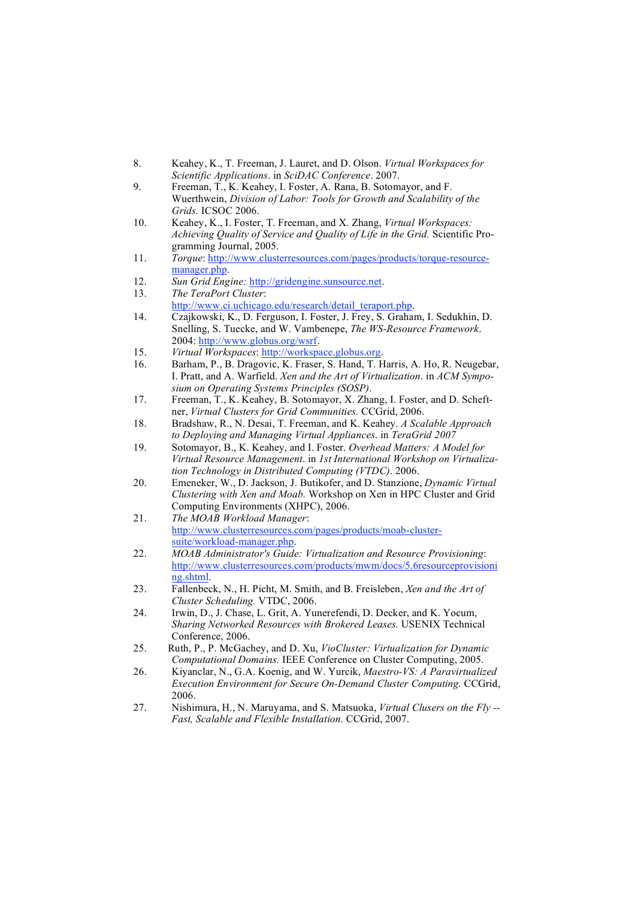8. Keahey, K., T. Freeman, J. Lauret, and D. Olson. *Virtual Workspaces for Scientific Applications*. in *SciDAC Conference*. 2007.
9. Freeman, T., K. Keahey, I. Foster, A. Rana, B. Sotomayor, and F. Wuerthwein, *Division of Labor: Tools for Growth and Scalability of the Grids.* ICSOC 2006.
10. Keahey, K., I. Foster, T. Freeman, and X. Zhang, *Virtual Workspaces: Achieving Quality of Service and Quality of Life in the Grid.* Scientific Programming Journal, 2005.
11. *Torque*: http://www.clusterresources.com/pages/products/torque-resource-manager.php.
12. *Sun Grid Engine:* http://gridengine.sunsource.net.
13. *The TeraPort Cluster*: http://www.ci.uchicago.edu/research/detail_teraport.php.
14. Czajkowski, K., D. Ferguson, I. Foster, J. Frey, S. Graham, I. Sedukhin, D. Snelling, S. Tuecke, and W. Vambenepe, *The WS-Resource Framework*. 2004: http://www.globus.org/wsrf.
15. *Virtual Workspaces*: http://workspace.globus.org.
16. Barham, P., B. Dragovic, K. Fraser, S. Hand, T. Harris, A. Ho, R. Neugebar, I. Pratt, and A. Warfield. *Xen and the Art of Virtualization*. in *ACM Symposium on Operating Systems Principles (SOSP)*.
17. Freeman, T., K. Keahey, B. Sotomayor, X. Zhang, I. Foster, and D. Scheftner, *Virtual Clusters for Grid Communities.* CCGrid, 2006.
18. Bradshaw, R., N. Desai, T. Freeman, and K. Keahey. *A Scalable Approach to Deploying and Managing Virtual Appliances*. in *TeraGrid 2007*
19. Sotomayor, B., K. Keahey, and I. Foster. *Overhead Matters: A Model for Virtual Resource Management*. in *1st International Workshop on Virtualization Technology in Distributed Computing (VTDC)*. 2006.
20. Emeneker, W., D. Jackson, J. Butikofer, and D. Stanzione, *Dynamic Virtual Clustering with Xen and Moab.* Workshop on Xen in HPC Cluster and Grid Computing Environments (XHPC), 2006.
21. *The MOAB Workload Manager*: http://www.clusterresources.com/pages/products/moab-cluster-suite/workload-manager.php.
22. *MOAB Administrator's Guide: Virtualization and Resource Provisioning*: http://www.clusterresources.com/products/mwm/docs/5.6resourceprovisioning.shtml.
23. Fallenbeck, N., H. Picht, M. Smith, and B. Freisleben, *Xen and the Art of Cluster Scheduling.* VTDC, 2006.
24. Irwin, D., J. Chase, L. Grit, A. Yunerefendi, D. Decker, and K. Yocum, *Sharing Networked Resources with Brokered Leases.* USENIX Technical Conference, 2006.
25. Ruth, P., P. McGachey, and D. Xu, *VioCluster: Virtualization for Dynamic Computational Domains.* IEEE Conference on Cluster Computing, 2005.
26. Kiyanclar, N., G.A. Koenig, and W. Yurcik, *Maestro-VS: A Paravirtualized Execution Environment for Secure On-Demand Cluster Computing.* CCGrid, 2006.
27. Nishimura, H., N. Maruyama, and S. Matsuoka, *Virtual Clusers on the Fly -- Fast, Scalable and Flexible Installation.* CCGrid, 2007.